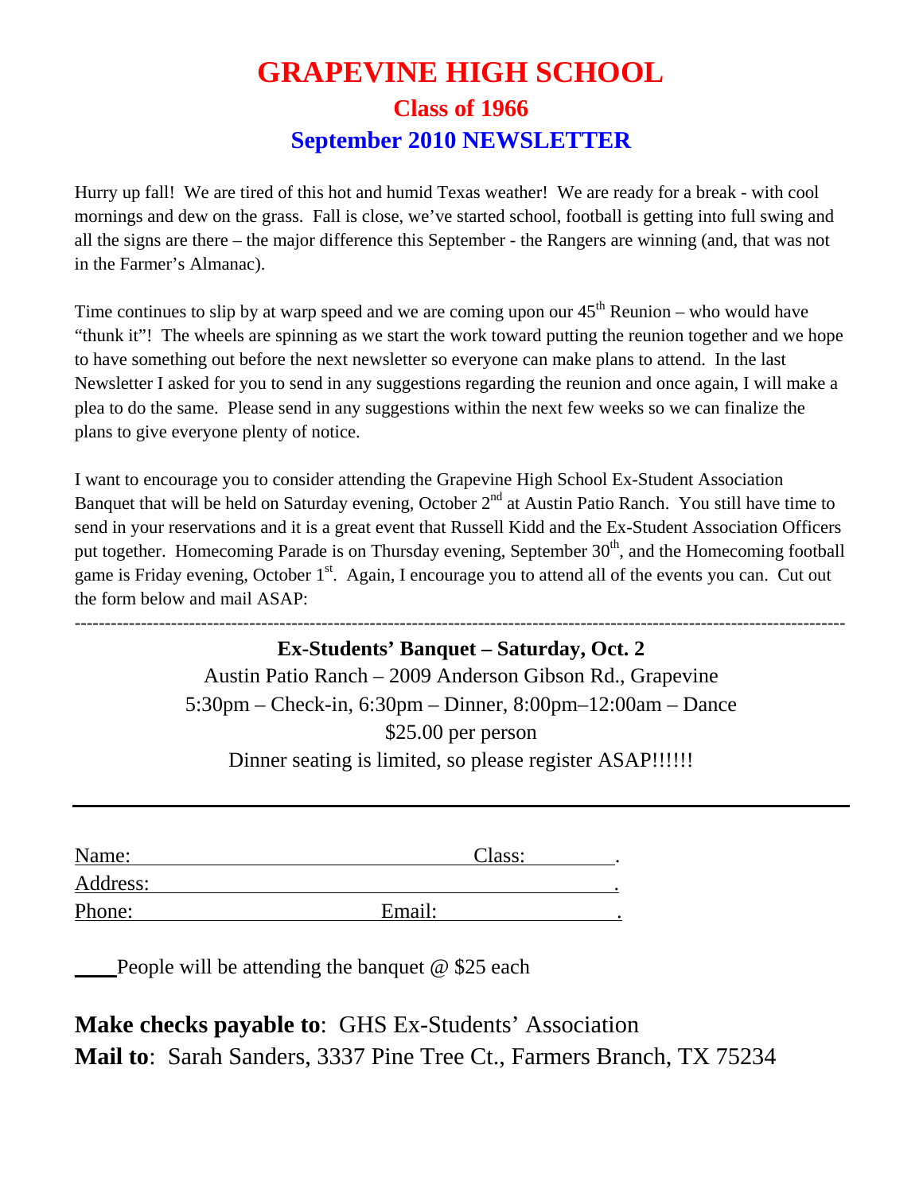# GRAPEVINE HIGH SCHOOL

## Class of 1966

## September 2010 NEWSLETTER

Hurry up fall! We are tired of this hot and humid Texas weather! We are ready for a break - with cool mornings and dew on the grass. Fall is close, we've started school, football is getting into full swing and all the signs are there – the major difference this September - the Rangers are winning (and, that was not in the Farmer's Almanac).

Time continues to slip by at warp speed and we are coming upon our 45th Reunion – who would have "thunk it"! The wheels are spinning as we start the work toward putting the reunion together and we hope to have something out before the next newsletter so everyone can make plans to attend. In the last Newsletter I asked for you to send in any suggestions regarding the reunion and once again, I will make a plea to do the same. Please send in any suggestions within the next few weeks so we can finalize the plans to give everyone plenty of notice.

I want to encourage you to consider attending the Grapevine High School Ex-Student Association Banquet that will be held on Saturday evening, October 2nd at Austin Patio Ranch. You still have time to send in your reservations and it is a great event that Russell Kidd and the Ex-Student Association Officers put together. Homecoming Parade is on Thursday evening, September 30th, and the Homecoming football game is Friday evening, October 1st. Again, I encourage you to attend all of the events you can. Cut out the form below and mail ASAP:

---

**Ex-Students' Banquet – Saturday, Oct. 2**

Austin Patio Ranch – 2009 Anderson Gibson Rd., Grapevine

5:30pm – Check-in, 6:30pm – Dinner, 8:00pm–12:00am – Dance

$25.00 per person

Dinner seating is limited, so please register ASAP!!!!!!

---

Name: ______________________________ Class: __________.

Address: ____________________________________________.

Phone: ______________________ Email: _________________.

____People will be attending the banquet @ $25 each

**Make checks payable to**: GHS Ex-Students' Association

**Mail to**: Sarah Sanders, 3337 Pine Tree Ct., Farmers Branch, TX 75234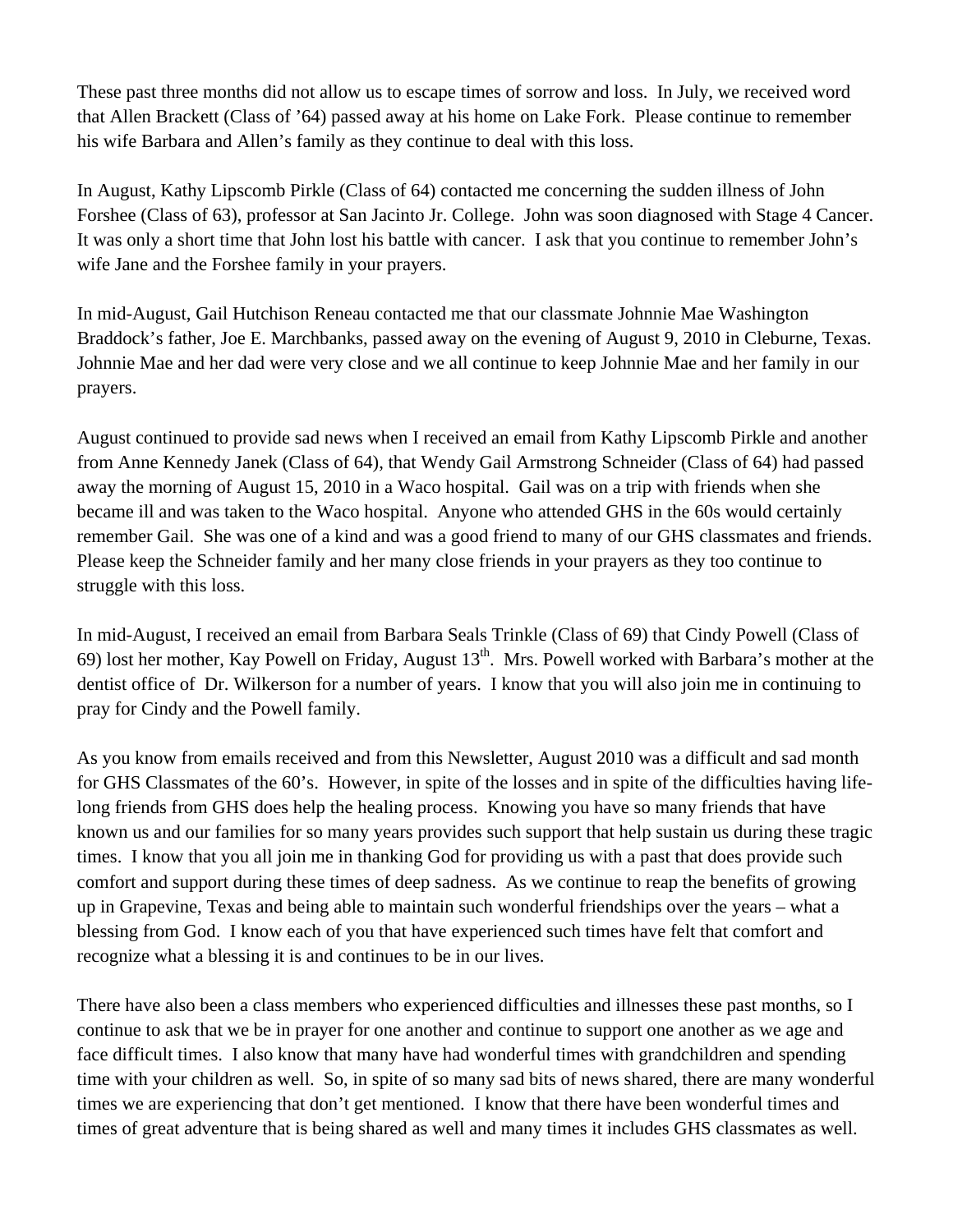These past three months did not allow us to escape times of sorrow and loss. In July, we received word that Allen Brackett (Class of '64) passed away at his home on Lake Fork. Please continue to remember his wife Barbara and Allen's family as they continue to deal with this loss.

In August, Kathy Lipscomb Pirkle (Class of 64) contacted me concerning the sudden illness of John Forshee (Class of 63), professor at San Jacinto Jr. College. John was soon diagnosed with Stage 4 Cancer. It was only a short time that John lost his battle with cancer. I ask that you continue to remember John's wife Jane and the Forshee family in your prayers.

In mid-August, Gail Hutchison Reneau contacted me that our classmate Johnnie Mae Washington Braddock's father, Joe E. Marchbanks, passed away on the evening of August 9, 2010 in Cleburne, Texas. Johnnie Mae and her dad were very close and we all continue to keep Johnnie Mae and her family in our prayers.

August continued to provide sad news when I received an email from Kathy Lipscomb Pirkle and another from Anne Kennedy Janek (Class of 64), that Wendy Gail Armstrong Schneider (Class of 64) had passed away the morning of August 15, 2010 in a Waco hospital. Gail was on a trip with friends when she became ill and was taken to the Waco hospital. Anyone who attended GHS in the 60s would certainly remember Gail. She was one of a kind and was a good friend to many of our GHS classmates and friends. Please keep the Schneider family and her many close friends in your prayers as they too continue to struggle with this loss.

In mid-August, I received an email from Barbara Seals Trinkle (Class of 69) that Cindy Powell (Class of 69) lost her mother, Kay Powell on Friday, August 13th. Mrs. Powell worked with Barbara's mother at the dentist office of Dr. Wilkerson for a number of years. I know that you will also join me in continuing to pray for Cindy and the Powell family.

As you know from emails received and from this Newsletter, August 2010 was a difficult and sad month for GHS Classmates of the 60's. However, in spite of the losses and in spite of the difficulties having life-long friends from GHS does help the healing process. Knowing you have so many friends that have known us and our families for so many years provides such support that help sustain us during these tragic times. I know that you all join me in thanking God for providing us with a past that does provide such comfort and support during these times of deep sadness. As we continue to reap the benefits of growing up in Grapevine, Texas and being able to maintain such wonderful friendships over the years – what a blessing from God. I know each of you that have experienced such times have felt that comfort and recognize what a blessing it is and continues to be in our lives.

There have also been a class members who experienced difficulties and illnesses these past months, so I continue to ask that we be in prayer for one another and continue to support one another as we age and face difficult times. I also know that many have had wonderful times with grandchildren and spending time with your children as well. So, in spite of so many sad bits of news shared, there are many wonderful times we are experiencing that don't get mentioned. I know that there have been wonderful times and times of great adventure that is being shared as well and many times it includes GHS classmates as well.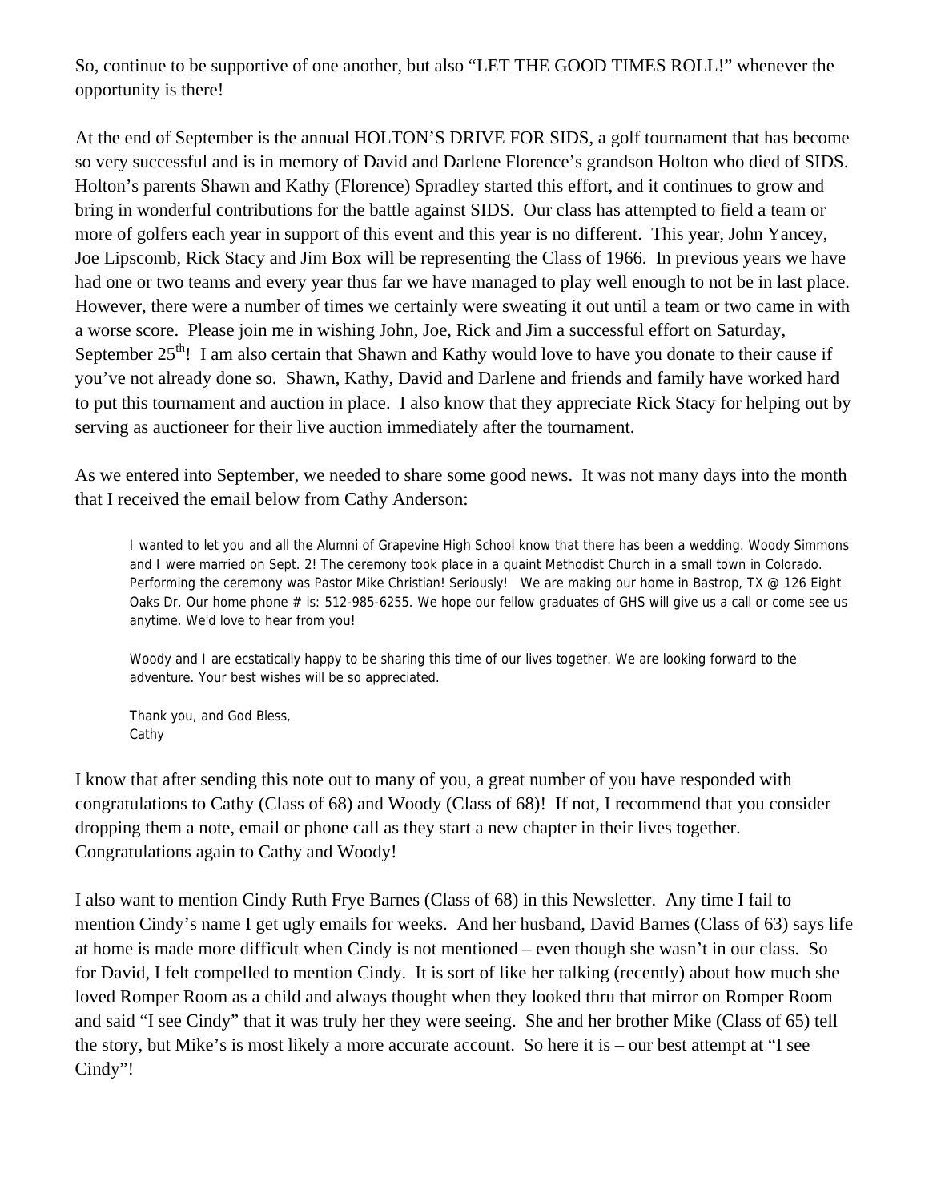So, continue to be supportive of one another, but also "LET THE GOOD TIMES ROLL!" whenever the opportunity is there!

At the end of September is the annual HOLTON'S DRIVE FOR SIDS, a golf tournament that has become so very successful and is in memory of David and Darlene Florence's grandson Holton who died of SIDS. Holton's parents Shawn and Kathy (Florence) Spradley started this effort, and it continues to grow and bring in wonderful contributions for the battle against SIDS. Our class has attempted to field a team or more of golfers each year in support of this event and this year is no different. This year, John Yancey, Joe Lipscomb, Rick Stacy and Jim Box will be representing the Class of 1966. In previous years we have had one or two teams and every year thus far we have managed to play well enough to not be in last place. However, there were a number of times we certainly were sweating it out until a team or two came in with a worse score. Please join me in wishing John, Joe, Rick and Jim a successful effort on Saturday, September 25th! I am also certain that Shawn and Kathy would love to have you donate to their cause if you've not already done so. Shawn, Kathy, David and Darlene and friends and family have worked hard to put this tournament and auction in place. I also know that they appreciate Rick Stacy for helping out by serving as auctioneer for their live auction immediately after the tournament.

As we entered into September, we needed to share some good news. It was not many days into the month that I received the email below from Cathy Anderson:

> I wanted to let you and all the Alumni of Grapevine High School know that there has been a wedding. Woody Simmons and I were married on Sept. 2! The ceremony took place in a quaint Methodist Church in a small town in Colorado. Performing the ceremony was Pastor Mike Christian! Seriously! We are making our home in Bastrop, TX @ 126 Eight Oaks Dr. Our home phone # is: 512-985-6255. We hope our fellow graduates of GHS will give us a call or come see us anytime. We'd love to hear from you!
>
> Woody and I are ecstatically happy to be sharing this time of our lives together. We are looking forward to the adventure. Your best wishes will be so appreciated.
>
> Thank you, and God Bless,
> Cathy

I know that after sending this note out to many of you, a great number of you have responded with congratulations to Cathy (Class of 68) and Woody (Class of 68)! If not, I recommend that you consider dropping them a note, email or phone call as they start a new chapter in their lives together. Congratulations again to Cathy and Woody!

I also want to mention Cindy Ruth Frye Barnes (Class of 68) in this Newsletter. Any time I fail to mention Cindy's name I get ugly emails for weeks. And her husband, David Barnes (Class of 63) says life at home is made more difficult when Cindy is not mentioned – even though she wasn't in our class. So for David, I felt compelled to mention Cindy. It is sort of like her talking (recently) about how much she loved Romper Room as a child and always thought when they looked thru that mirror on Romper Room and said "I see Cindy" that it was truly her they were seeing. She and her brother Mike (Class of 65) tell the story, but Mike's is most likely a more accurate account. So here it is – our best attempt at "I see Cindy"!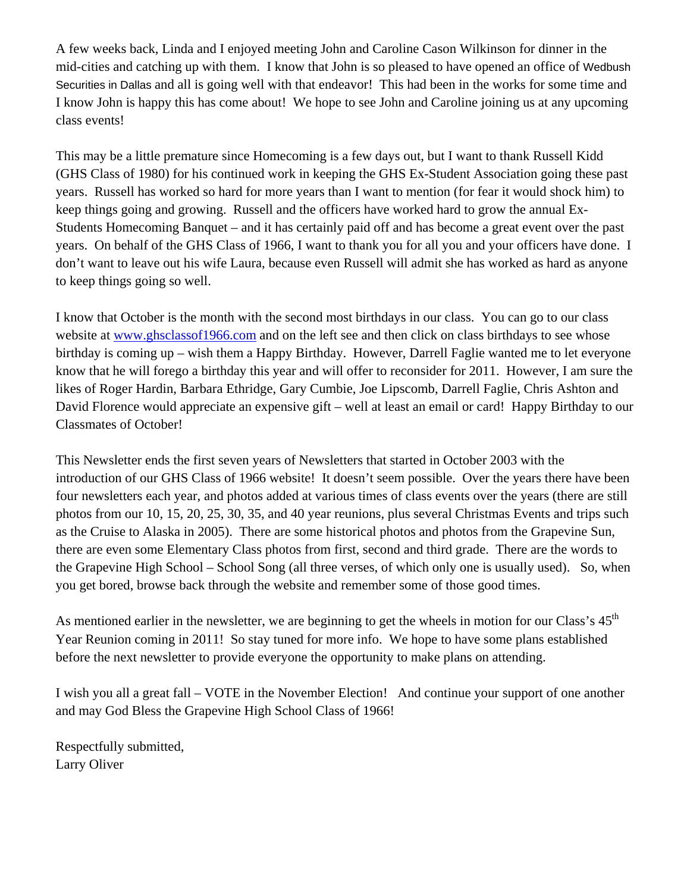A few weeks back, Linda and I enjoyed meeting John and Caroline Cason Wilkinson for dinner in the mid-cities and catching up with them. I know that John is so pleased to have opened an office of Wedbush Securities in Dallas and all is going well with that endeavor! This had been in the works for some time and I know John is happy this has come about! We hope to see John and Caroline joining us at any upcoming class events!

This may be a little premature since Homecoming is a few days out, but I want to thank Russell Kidd (GHS Class of 1980) for his continued work in keeping the GHS Ex-Student Association going these past years. Russell has worked so hard for more years than I want to mention (for fear it would shock him) to keep things going and growing. Russell and the officers have worked hard to grow the annual Ex-Students Homecoming Banquet – and it has certainly paid off and has become a great event over the past years. On behalf of the GHS Class of 1966, I want to thank you for all you and your officers have done. I don't want to leave out his wife Laura, because even Russell will admit she has worked as hard as anyone to keep things going so well.

I know that October is the month with the second most birthdays in our class. You can go to our class website at www.ghsclassof1966.com and on the left see and then click on class birthdays to see whose birthday is coming up – wish them a Happy Birthday. However, Darrell Faglie wanted me to let everyone know that he will forego a birthday this year and will offer to reconsider for 2011. However, I am sure the likes of Roger Hardin, Barbara Ethridge, Gary Cumbie, Joe Lipscomb, Darrell Faglie, Chris Ashton and David Florence would appreciate an expensive gift – well at least an email or card! Happy Birthday to our Classmates of October!

This Newsletter ends the first seven years of Newsletters that started in October 2003 with the introduction of our GHS Class of 1966 website! It doesn't seem possible. Over the years there have been four newsletters each year, and photos added at various times of class events over the years (there are still photos from our 10, 15, 20, 25, 30, 35, and 40 year reunions, plus several Christmas Events and trips such as the Cruise to Alaska in 2005). There are some historical photos and photos from the Grapevine Sun, there are even some Elementary Class photos from first, second and third grade. There are the words to the Grapevine High School – School Song (all three verses, of which only one is usually used). So, when you get bored, browse back through the website and remember some of those good times.

As mentioned earlier in the newsletter, we are beginning to get the wheels in motion for our Class's 45th Year Reunion coming in 2011! So stay tuned for more info. We hope to have some plans established before the next newsletter to provide everyone the opportunity to make plans on attending.

I wish you all a great fall – VOTE in the November Election! And continue your support of one another and may God Bless the Grapevine High School Class of 1966!

Respectfully submitted,  
Larry Oliver